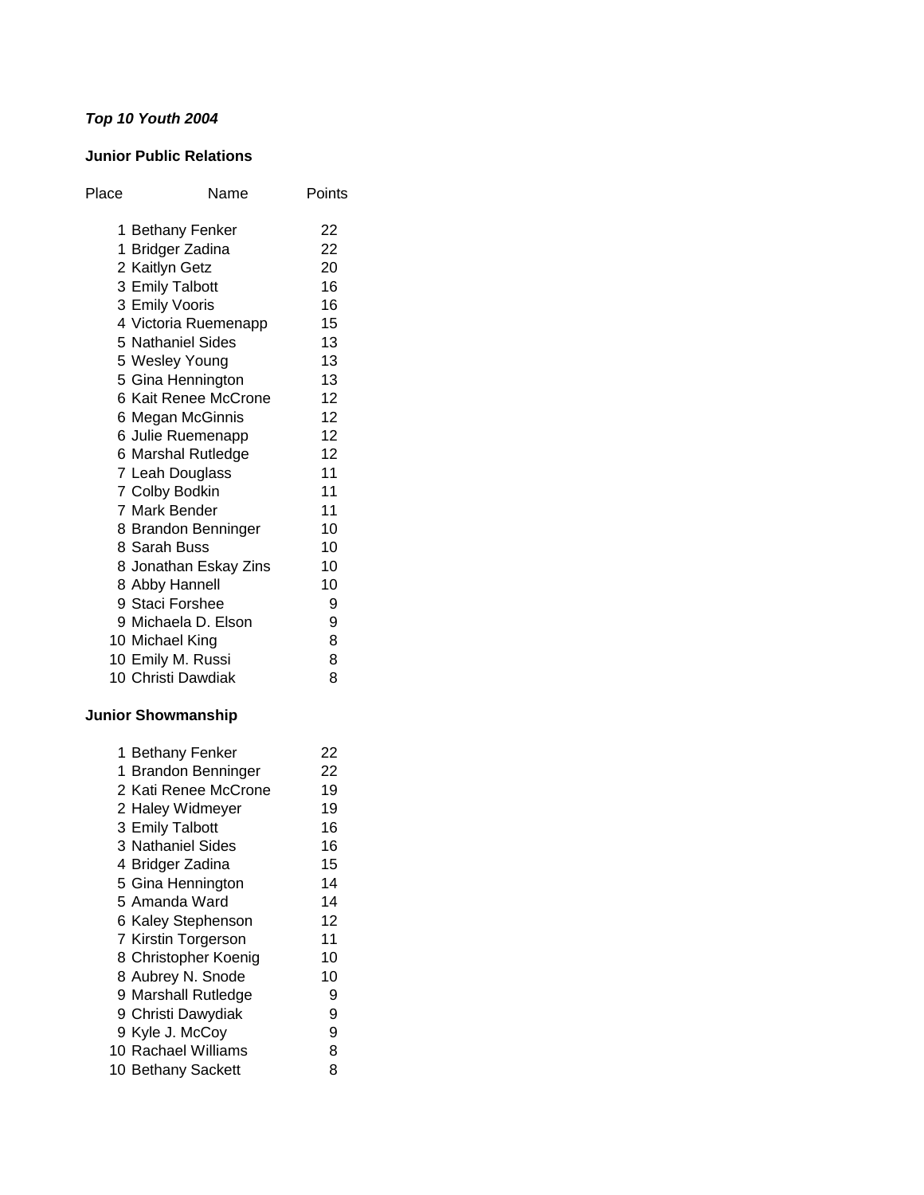***Top 10 Youth 2004***

**Junior Public Relations**

| Place | Name | Points |
|---|---|---|
| 1 | Bethany Fenker | 22 |
| 1 | Bridger Zadina | 22 |
| 2 | Kaitlyn Getz | 20 |
| 3 | Emily Talbott | 16 |
| 3 | Emily Vooris | 16 |
| 4 | Victoria Ruemenapp | 15 |
| 5 | Nathaniel Sides | 13 |
| 5 | Wesley Young | 13 |
| 5 | Gina Hennington | 13 |
| 6 | Kait Renee McCrone | 12 |
| 6 | Megan McGinnis | 12 |
| 6 | Julie Ruemenapp | 12 |
| 6 | Marshal Rutledge | 12 |
| 7 | Leah Douglass | 11 |
| 7 | Colby Bodkin | 11 |
| 7 | Mark Bender | 11 |
| 8 | Brandon Benninger | 10 |
| 8 | Sarah Buss | 10 |
| 8 | Jonathan Eskay Zins | 10 |
| 8 | Abby Hannell | 10 |
| 9 | Staci Forshee | 9 |
| 9 | Michaela D. Elson | 9 |
| 10 | Michael King | 8 |
| 10 | Emily M. Russi | 8 |
| 10 | Christi Dawdiak | 8 |

**Junior Showmanship**

| Place | Name | Points |
|---|---|---|
| 1 | Bethany Fenker | 22 |
| 1 | Brandon Benninger | 22 |
| 2 | Kati Renee McCrone | 19 |
| 2 | Haley Widmeyer | 19 |
| 3 | Emily Talbott | 16 |
| 3 | Nathaniel Sides | 16 |
| 4 | Bridger Zadina | 15 |
| 5 | Gina Hennington | 14 |
| 5 | Amanda Ward | 14 |
| 6 | Kaley Stephenson | 12 |
| 7 | Kirstin Torgerson | 11 |
| 8 | Christopher Koenig | 10 |
| 8 | Aubrey N. Snode | 10 |
| 9 | Marshall Rutledge | 9 |
| 9 | Christi Dawydiak | 9 |
| 9 | Kyle J. McCoy | 9 |
| 10 | Rachael Williams | 8 |
| 10 | Bethany Sackett | 8 |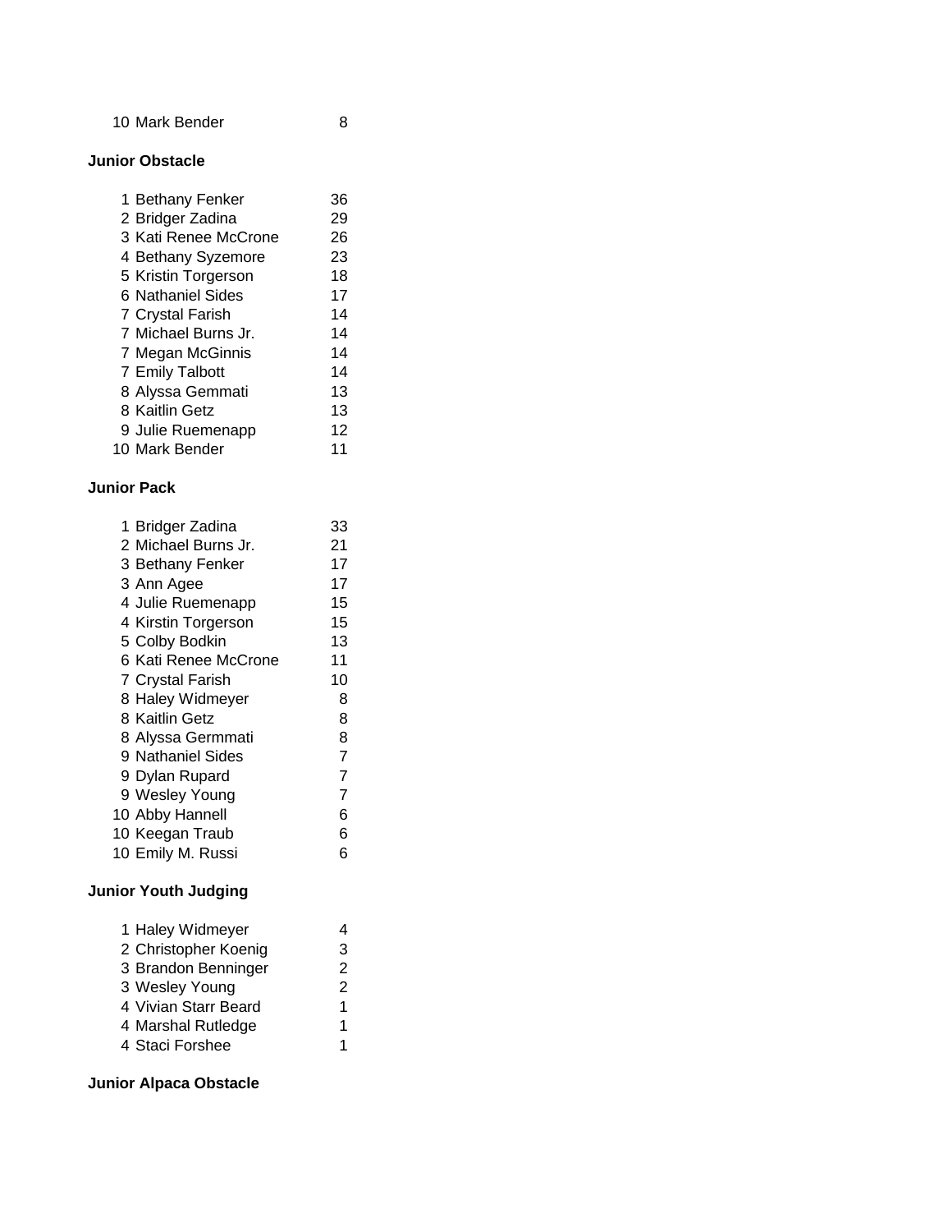| | | |
|---|---|---|
| 10 | Mark Bender | 8 |

**Junior Obstacle**

| Place | Name | Points |
|---|---|---|
| 1 | Bethany Fenker | 36 |
| 2 | Bridger Zadina | 29 |
| 3 | Kati Renee McCrone | 26 |
| 4 | Bethany Syzemore | 23 |
| 5 | Kristin Torgerson | 18 |
| 6 | Nathaniel Sides | 17 |
| 7 | Crystal Farish | 14 |
| 7 | Michael Burns Jr. | 14 |
| 7 | Megan McGinnis | 14 |
| 7 | Emily Talbott | 14 |
| 8 | Alyssa Gemmati | 13 |
| 8 | Kaitlin Getz | 13 |
| 9 | Julie Ruemenapp | 12 |
| 10 | Mark Bender | 11 |

**Junior Pack**

| Place | Name | Points |
|---|---|---|
| 1 | Bridger Zadina | 33 |
| 2 | Michael Burns Jr. | 21 |
| 3 | Bethany Fenker | 17 |
| 3 | Ann Agee | 17 |
| 4 | Julie Ruemenapp | 15 |
| 4 | Kirstin Torgerson | 15 |
| 5 | Colby Bodkin | 13 |
| 6 | Kati Renee McCrone | 11 |
| 7 | Crystal Farish | 10 |
| 8 | Haley Widmeyer | 8 |
| 8 | Kaitlin Getz | 8 |
| 8 | Alyssa Germmati | 8 |
| 9 | Nathaniel Sides | 7 |
| 9 | Dylan Rupard | 7 |
| 9 | Wesley Young | 7 |
| 10 | Abby Hannell | 6 |
| 10 | Keegan Traub | 6 |
| 10 | Emily M. Russi | 6 |

**Junior Youth Judging**

| Place | Name | Points |
|---|---|---|
| 1 | Haley Widmeyer | 4 |
| 2 | Christopher Koenig | 3 |
| 3 | Brandon Benninger | 2 |
| 3 | Wesley Young | 2 |
| 4 | Vivian Starr Beard | 1 |
| 4 | Marshal Rutledge | 1 |
| 4 | Staci Forshee | 1 |

**Junior Alpaca Obstacle**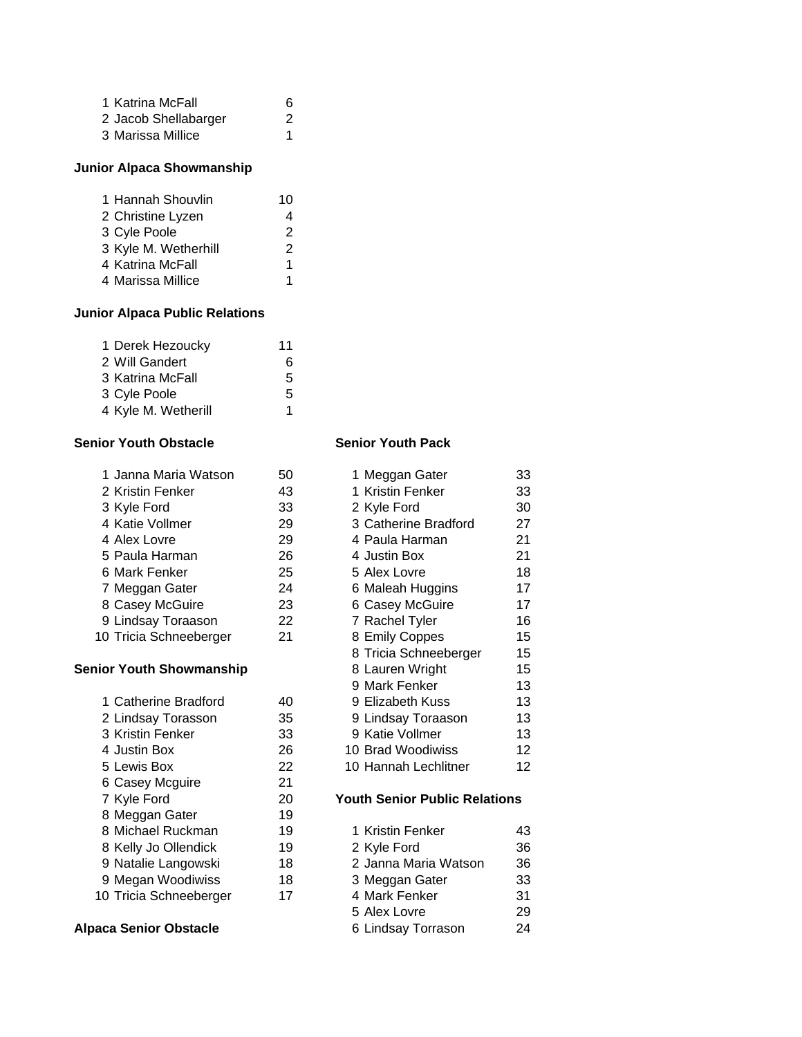| Place | Name | Points |
|---|---|---|
| 1 | Katrina McFall | 6 |
| 2 | Jacob Shellabarger | 2 |
| 3 | Marissa Millice | 1 |

**Junior Alpaca Showmanship**

| Place | Name | Points |
|---|---|---|
| 1 | Hannah Shouvlin | 10 |
| 2 | Christine Lyzen | 4 |
| 3 | Cyle Poole | 2 |
| 3 | Kyle M. Wetherhill | 2 |
| 4 | Katrina McFall | 1 |
| 4 | Marissa Millice | 1 |

**Junior Alpaca Public Relations**

| Place | Name | Points |
|---|---|---|
| 1 | Derek Hezoucky | 11 |
| 2 | Will Gandert | 6 |
| 3 | Katrina McFall | 5 |
| 3 | Cyle Poole | 5 |
| 4 | Kyle M. Wetherill | 1 |

**Senior Youth Obstacle**

| Place | Name | Points |
|---|---|---|
| 1 | Janna Maria Watson | 50 |
| 2 | Kristin Fenker | 43 |
| 3 | Kyle Ford | 33 |
| 4 | Katie Vollmer | 29 |
| 4 | Alex Lovre | 29 |
| 5 | Paula Harman | 26 |
| 6 | Mark Fenker | 25 |
| 7 | Meggan Gater | 24 |
| 8 | Casey McGuire | 23 |
| 9 | Lindsay Toraason | 22 |
| 10 | Tricia Schneeberger | 21 |

**Senior Youth Showmanship**

| Place | Name | Points |
|---|---|---|
| 1 | Catherine Bradford | 40 |
| 2 | Lindsay Torasson | 35 |
| 3 | Kristin Fenker | 33 |
| 4 | Justin Box | 26 |
| 5 | Lewis Box | 22 |
| 6 | Casey Mcguire | 21 |
| 7 | Kyle Ford | 20 |
| 8 | Meggan Gater | 19 |
| 8 | Michael Ruckman | 19 |
| 8 | Kelly Jo Ollendick | 19 |
| 9 | Natalie Langowski | 18 |
| 9 | Megan Woodiwiss | 18 |
| 10 | Tricia Schneeberger | 17 |

**Senior Youth Pack**

| Place | Name | Points |
|---|---|---|
| 1 | Meggan Gater | 33 |
| 1 | Kristin Fenker | 33 |
| 2 | Kyle Ford | 30 |
| 3 | Catherine Bradford | 27 |
| 4 | Paula Harman | 21 |
| 4 | Justin Box | 21 |
| 5 | Alex Lovre | 18 |
| 6 | Maleah Huggins | 17 |
| 6 | Casey McGuire | 17 |
| 7 | Rachel Tyler | 16 |
| 8 | Emily Coppes | 15 |
| 8 | Tricia Schneeberger | 15 |
| 8 | Lauren Wright | 15 |
| 9 | Mark Fenker | 13 |
| 9 | Elizabeth Kuss | 13 |
| 9 | Lindsay Toraason | 13 |
| 9 | Katie Vollmer | 13 |
| 10 | Brad Woodiwiss | 12 |
| 10 | Hannah Lechlitner | 12 |

**Youth Senior Public Relations**

| Place | Name | Points |
|---|---|---|
| 1 | Kristin Fenker | 43 |
| 2 | Kyle Ford | 36 |
| 2 | Janna Maria Watson | 36 |
| 3 | Meggan Gater | 33 |
| 4 | Mark Fenker | 31 |
| 5 | Alex Lovre | 29 |
| 6 | Lindsay Torrason | 24 |

**Alpaca Senior Obstacle**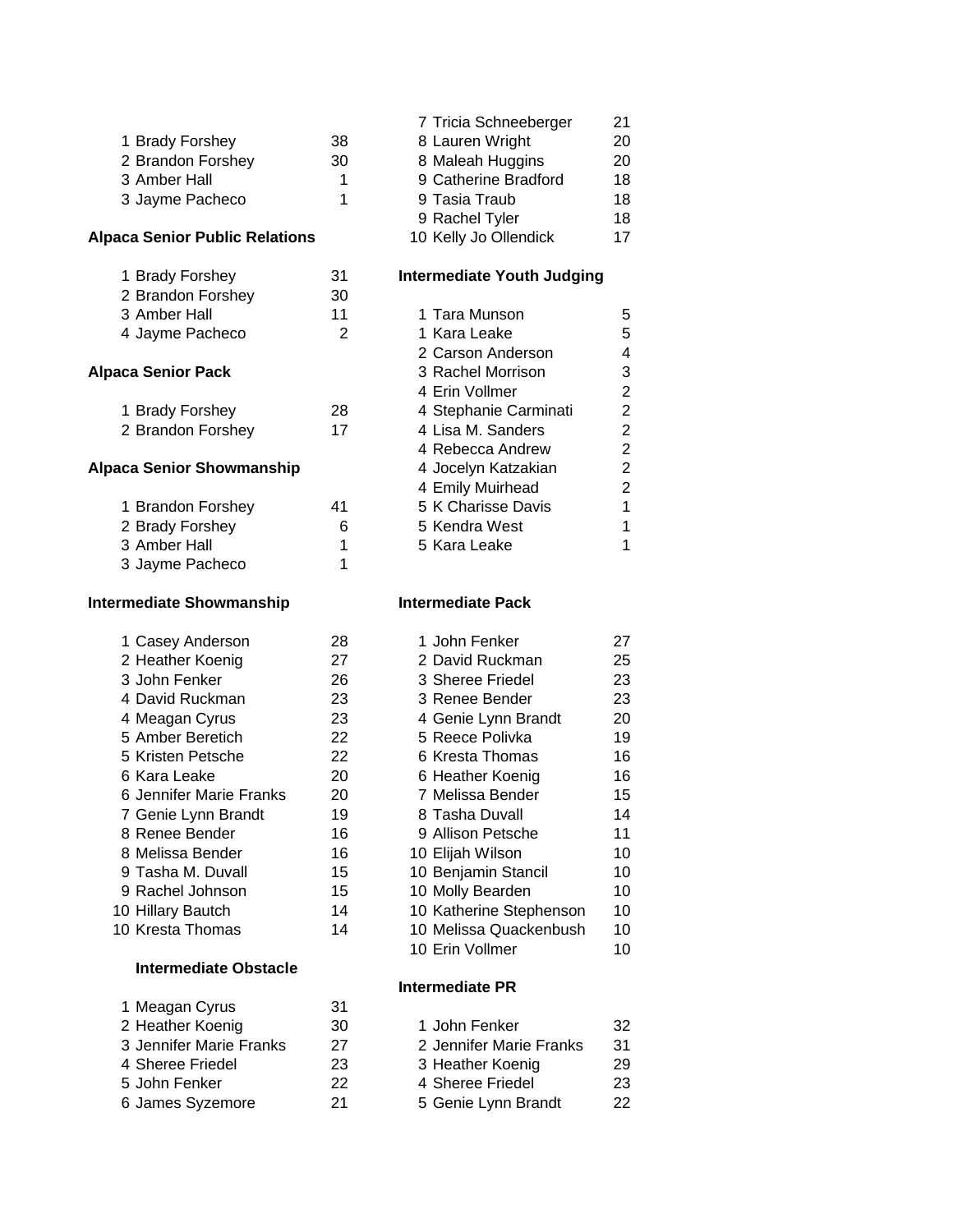| | | |
|---|---|---|
| 1 | Brady Forshey | 38 |
| 2 | Brandon Forshey | 30 |
| 3 | Amber Hall | 1 |
| 3 | Jayme Pacheco | 1 |

**Alpaca Senior Public Relations**

| | | |
|---|---|---|
| 1 | Brady Forshey | 31 |
| 2 | Brandon Forshey | 30 |
| 3 | Amber Hall | 11 |
| 4 | Jayme Pacheco | 2 |

**Alpaca Senior Pack**

| | | |
|---|---|---|
| 1 | Brady Forshey | 28 |
| 2 | Brandon Forshey | 17 |

**Alpaca Senior Showmanship**

| | | |
|---|---|---|
| 1 | Brandon Forshey | 41 |
| 2 | Brady Forshey | 6 |
| 3 | Amber Hall | 1 |
| 3 | Jayme Pacheco | 1 |

**Intermediate Showmanship**

| | | |
|---|---|---|
| 1 | Casey Anderson | 28 |
| 2 | Heather Koenig | 27 |
| 3 | John Fenker | 26 |
| 4 | David Ruckman | 23 |
| 4 | Meagan Cyrus | 23 |
| 5 | Amber Beretich | 22 |
| 5 | Kristen Petsche | 22 |
| 6 | Kara Leake | 20 |
| 6 | Jennifer Marie Franks | 20 |
| 7 | Genie Lynn Brandt | 19 |
| 8 | Renee Bender | 16 |
| 8 | Melissa Bender | 16 |
| 9 | Tasha M. Duvall | 15 |
| 9 | Rachel Johnson | 15 |
| 10 | Hillary Bautch | 14 |
| 10 | Kresta Thomas | 14 |

**Intermediate Obstacle**

| | | |
|---|---|---|
| 1 | Meagan Cyrus | 31 |
| 2 | Heather Koenig | 30 |
| 3 | Jennifer Marie Franks | 27 |
| 4 | Sheree Friedel | 23 |
| 5 | John Fenker | 22 |
| 6 | James Syzemore | 21 |

| | | |
|---|---|---|
| 7 | Tricia Schneeberger | 21 |
| 8 | Lauren Wright | 20 |
| 8 | Maleah Huggins | 20 |
| 9 | Catherine Bradford | 18 |
| 9 | Tasia Traub | 18 |
| 9 | Rachel Tyler | 18 |
| 10 | Kelly Jo Ollendick | 17 |

**Intermediate Youth Judging**

| | | |
|---|---|---|
| 1 | Tara Munson | 5 |
| 1 | Kara Leake | 5 |
| 2 | Carson Anderson | 4 |
| 3 | Rachel Morrison | 3 |
| 4 | Erin Vollmer | 2 |
| 4 | Stephanie Carminati | 2 |
| 4 | Lisa M. Sanders | 2 |
| 4 | Rebecca Andrew | 2 |
| 4 | Jocelyn Katzakian | 2 |
| 4 | Emily Muirhead | 2 |
| 5 | K Charisse Davis | 1 |
| 5 | Kendra West | 1 |
| 5 | Kara Leake | 1 |

**Intermediate Pack**

| | | |
|---|---|---|
| 1 | John Fenker | 27 |
| 2 | David Ruckman | 25 |
| 3 | Sheree Friedel | 23 |
| 3 | Renee Bender | 23 |
| 4 | Genie Lynn Brandt | 20 |
| 5 | Reece Polivka | 19 |
| 6 | Kresta Thomas | 16 |
| 6 | Heather Koenig | 16 |
| 7 | Melissa Bender | 15 |
| 8 | Tasha Duvall | 14 |
| 9 | Allison Petsche | 11 |
| 10 | Elijah Wilson | 10 |
| 10 | Benjamin Stancil | 10 |
| 10 | Molly Bearden | 10 |
| 10 | Katherine Stephenson | 10 |
| 10 | Melissa Quackenbush | 10 |
| 10 | Erin Vollmer | 10 |

**Intermediate PR**

| | | |
|---|---|---|
| 1 | John Fenker | 32 |
| 2 | Jennifer Marie Franks | 31 |
| 3 | Heather Koenig | 29 |
| 4 | Sheree Friedel | 23 |
| 5 | Genie Lynn Brandt | 22 |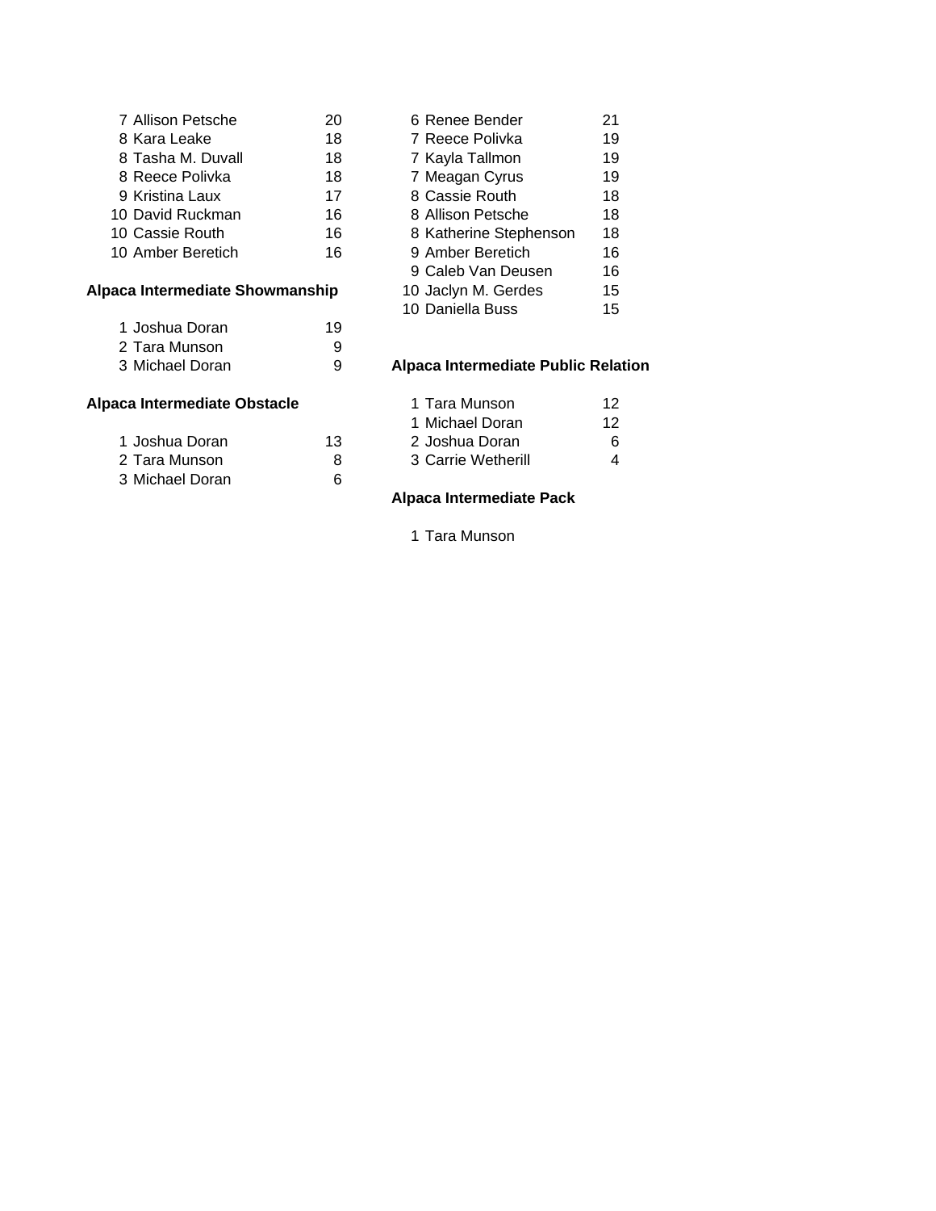| | | |
|---|---|---|
| 7 | Allison Petsche | 20 |
| 8 | Kara Leake | 18 |
| 8 | Tasha M. Duvall | 18 |
| 8 | Reece Polivka | 18 |
| 9 | Kristina Laux | 17 |
| 10 | David Ruckman | 16 |
| 10 | Cassie Routh | 16 |
| 10 | Amber Beretich | 16 |

**Alpaca Intermediate Showmanship**

| | | |
|---|---|---|
| 1 | Joshua Doran | 19 |
| 2 | Tara Munson | 9 |
| 3 | Michael Doran | 9 |

**Alpaca Intermediate Obstacle**

| | | |
|---|---|---|
| 1 | Joshua Doran | 13 |
| 2 | Tara Munson | 8 |
| 3 | Michael Doran | 6 |

| | | |
|---|---|---|
| 6 | Renee Bender | 21 |
| 7 | Reece Polivka | 19 |
| 7 | Kayla Tallmon | 19 |
| 7 | Meagan Cyrus | 19 |
| 8 | Cassie Routh | 18 |
| 8 | Allison Petsche | 18 |
| 8 | Katherine Stephenson | 18 |
| 9 | Amber Beretich | 16 |
| 9 | Caleb Van Deusen | 16 |
| 10 | Jaclyn M. Gerdes | 15 |
| 10 | Daniella Buss | 15 |

**Alpaca Intermediate Public Relation**

| | | |
|---|---|---|
| 1 | Tara Munson | 12 |
| 1 | Michael Doran | 12 |
| 2 | Joshua Doran | 6 |
| 3 | Carrie Wetherill | 4 |

**Alpaca Intermediate Pack**

1 Tara Munson